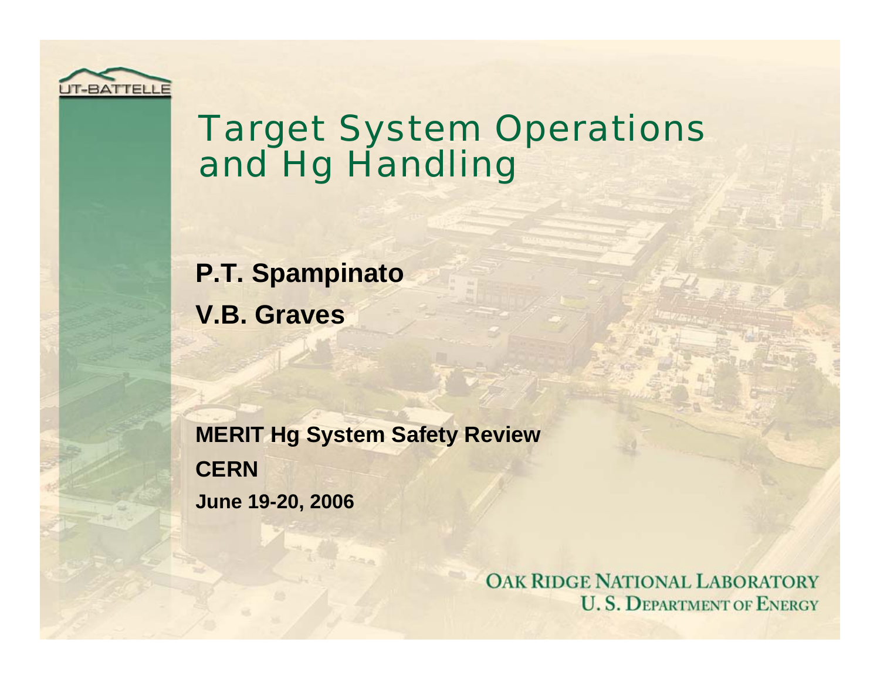# Target System Operations and Hg Handling

**P.T. Spampinato**

**V.B. Graves**

**MERIT Hg System Safety Review**

**CERN**

**June 19-20, 2006**

OAK RIDGE NATIONAL LABORATORY
U. S. DEPARTMENT OF ENERGY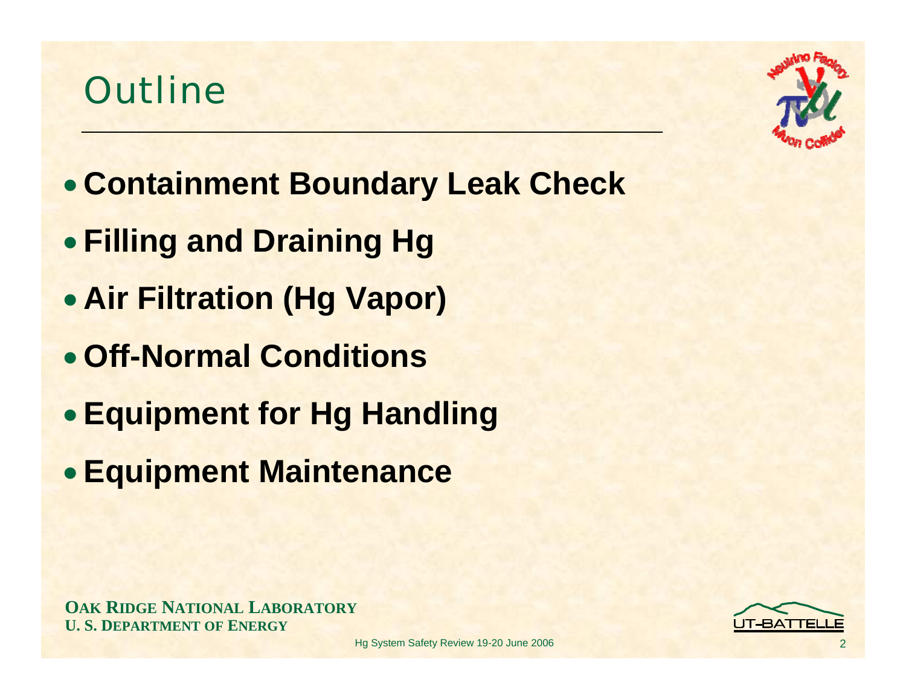# Outline

- **Containment Boundary Leak Check**
- **Filling and Draining Hg**
- **Air Filtration (Hg Vapor)**
- **Off-Normal Conditions**
- **Equipment for Hg Handling**
- **Equipment Maintenance**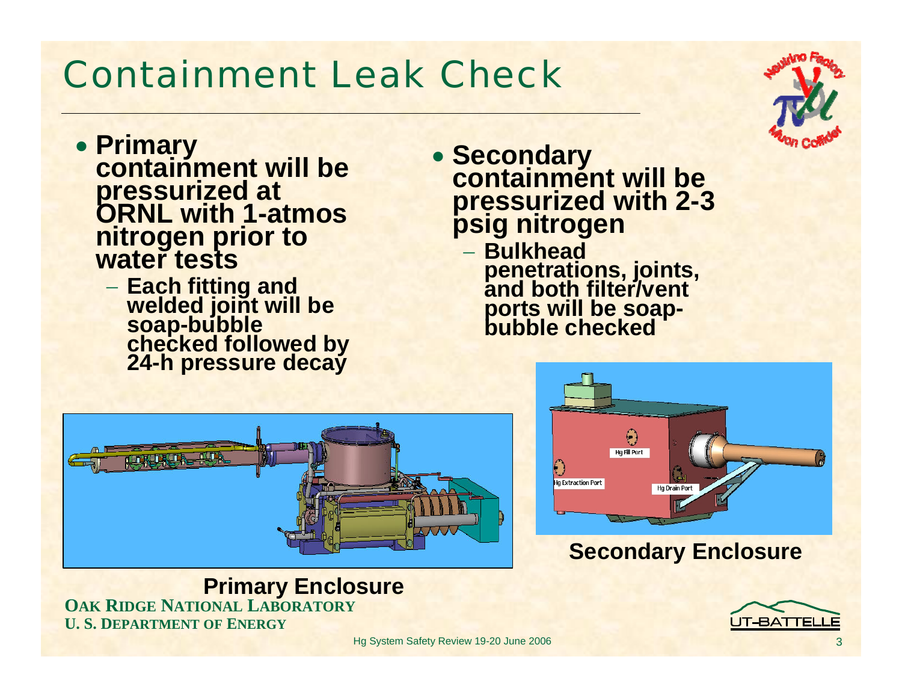# Containment Leak Check

- **Primary containment will be pressurized at ORNL with 1-atmos nitrogen prior to water tests**
  - **Each fitting and welded joint will be soap-bubble checked followed by 24-h pressure decay**

- **Secondary containment will be pressurized with 2-3 psig nitrogen**
  - **Bulkhead penetrations, joints, and both filter/vent ports will be soap-bubble checked**

**Primary Enclosure**

**Secondary Enclosure**

**OAK RIDGE NATIONAL LABORATORY**
**U. S. DEPARTMENT OF ENERGY**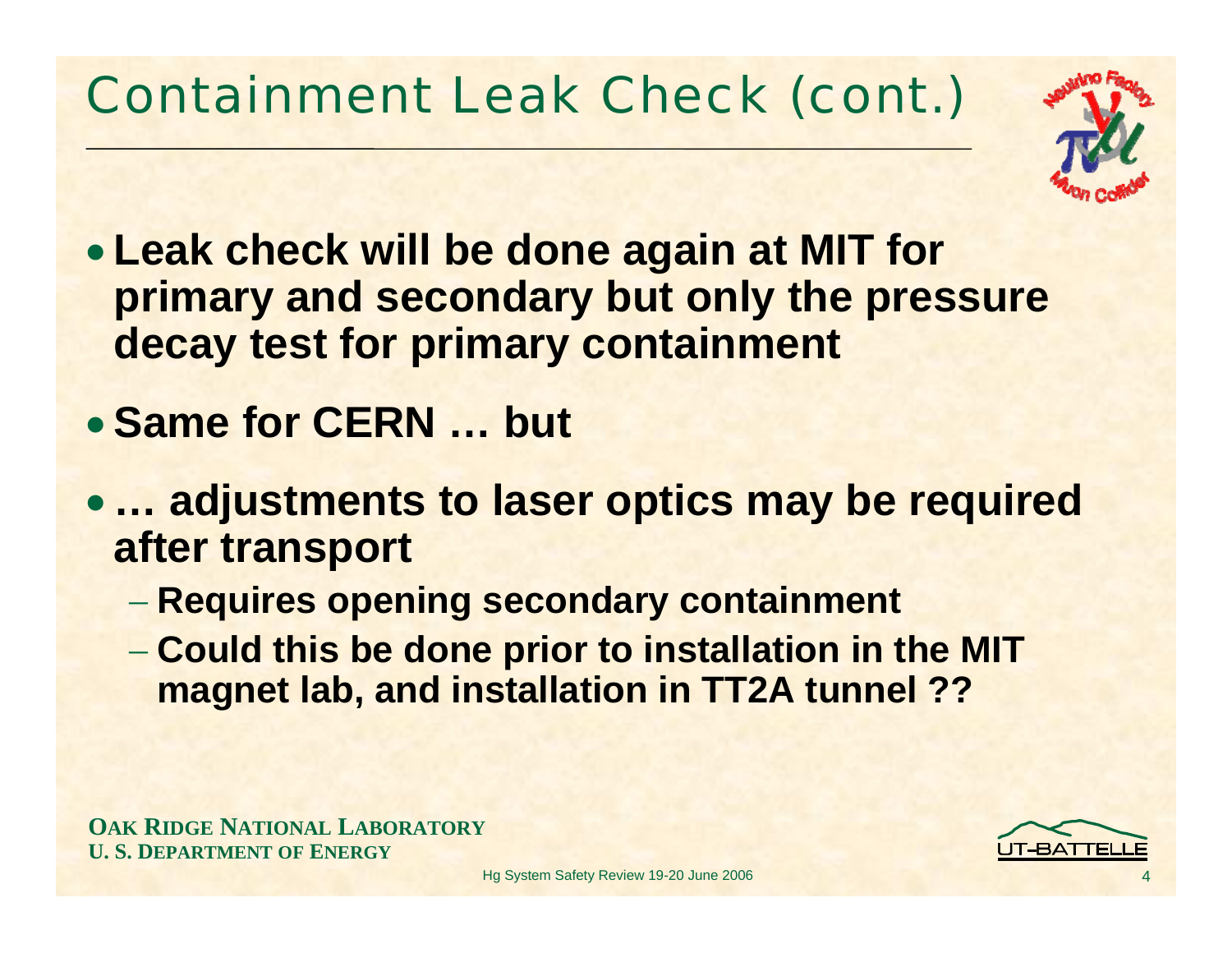# Containment Leak Check (cont.)

- **Leak check will be done again at MIT for primary and secondary but only the pressure decay test for primary containment**
- **Same for CERN … but**
- **… adjustments to laser optics may be required after transport**
  - **Requires opening secondary containment**
  - **Could this be done prior to installation in the MIT magnet lab, and installation in TT2A tunnel ??**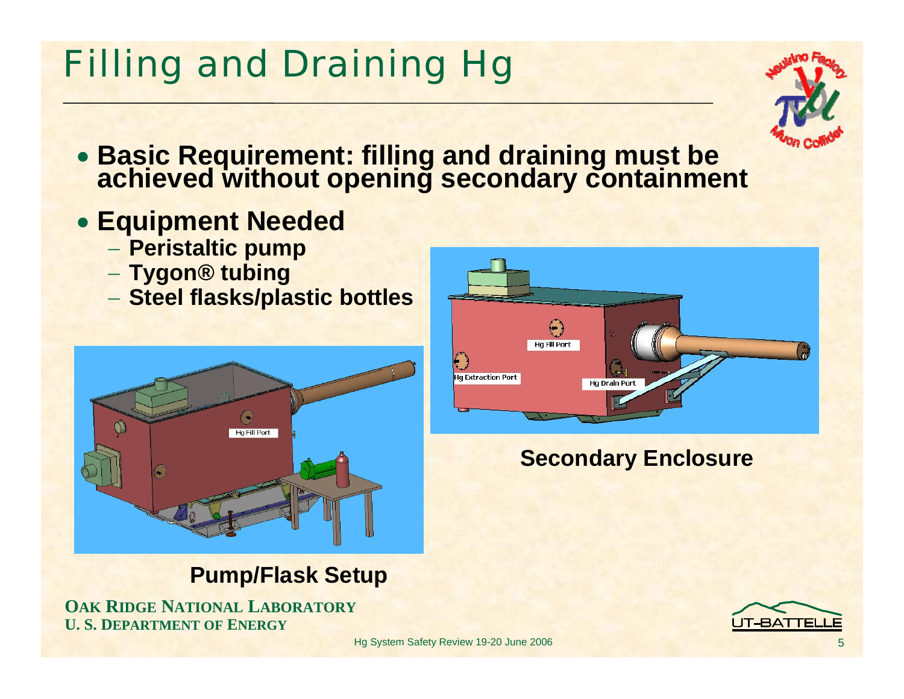# Filling and Draining Hg

- **Basic Requirement: filling and draining must be achieved without opening secondary containment**

- **Equipment Needed**
  - **Peristaltic pump**
  - **Tygon® tubing**
  - **Steel flasks/plastic bottles**

**Secondary Enclosure**

**Pump/Flask Setup**

**OAK RIDGE NATIONAL LABORATORY**
**U. S. DEPARTMENT OF ENERGY**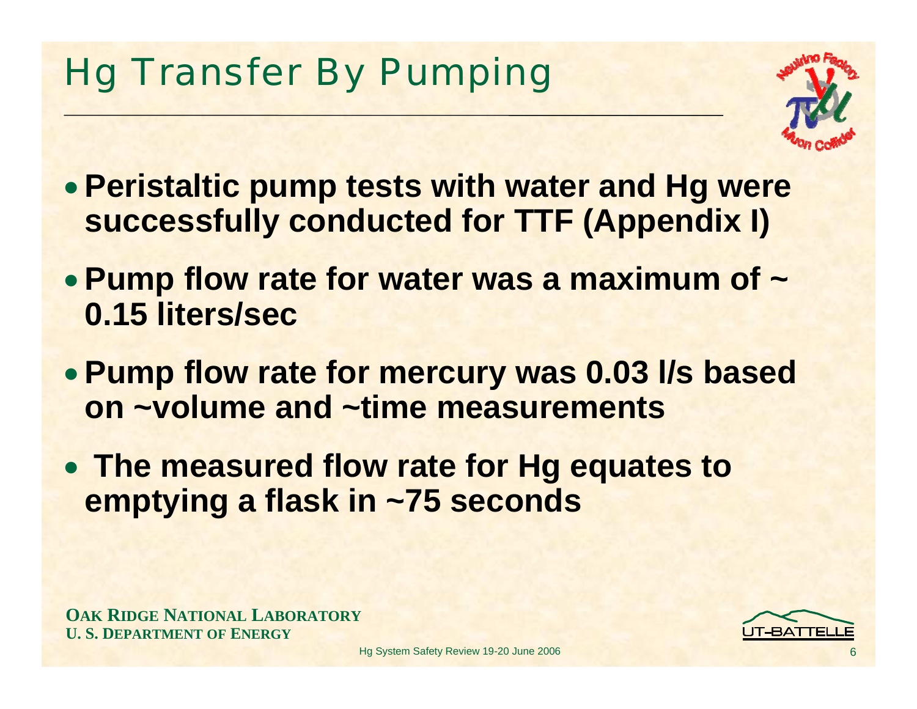# Hg Transfer By Pumping

- **Peristaltic pump tests with water and Hg were successfully conducted for TTF (Appendix I)**
- **Pump flow rate for water was a maximum of ~ 0.15 liters/sec**
- **Pump flow rate for mercury was 0.03 l/s based on ~volume and ~time measurements**
- **The measured flow rate for Hg equates to emptying a flask in ~75 seconds**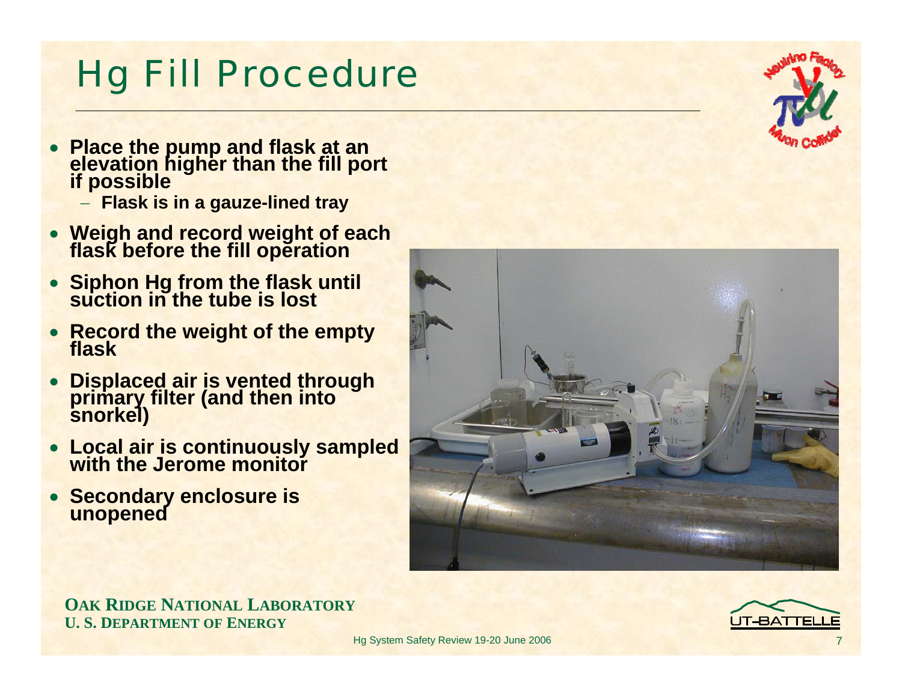# Hg Fill Procedure

- **Place the pump and flask at an elevation higher than the fill port if possible**
  - **Flask is in a gauze-lined tray**
- **Weigh and record weight of each flask before the fill operation**
- **Siphon Hg from the flask until suction in the tube is lost**
- **Record the weight of the empty flask**
- **Displaced air is vented through primary filter (and then into snorkel)**
- **Local air is continuously sampled with the Jerome monitor**
- **Secondary enclosure is unopened**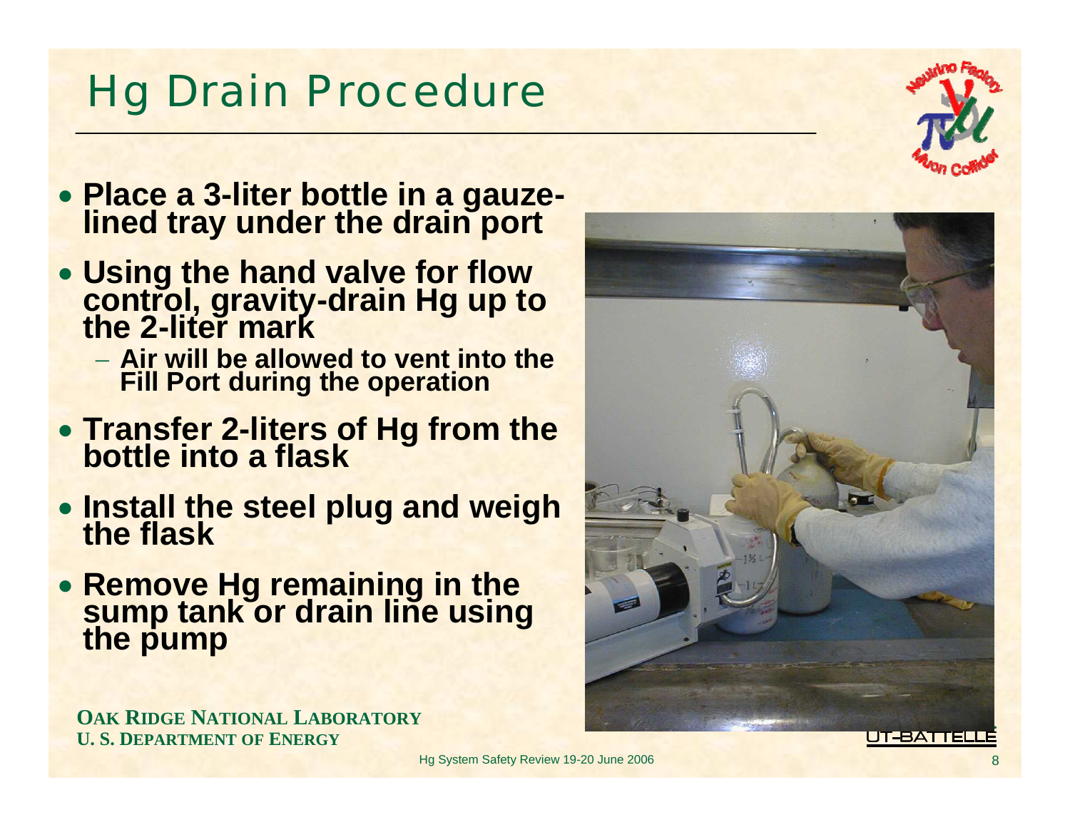# Hg Drain Procedure

- **Place a 3-liter bottle in a gauze-lined tray under the drain port**
- **Using the hand valve for flow control, gravity-drain Hg up to the 2-liter mark**
  - **Air will be allowed to vent into the Fill Port during the operation**
- **Transfer 2-liters of Hg from the bottle into a flask**
- **Install the steel plug and weigh the flask**
- **Remove Hg remaining in the sump tank or drain line using the pump**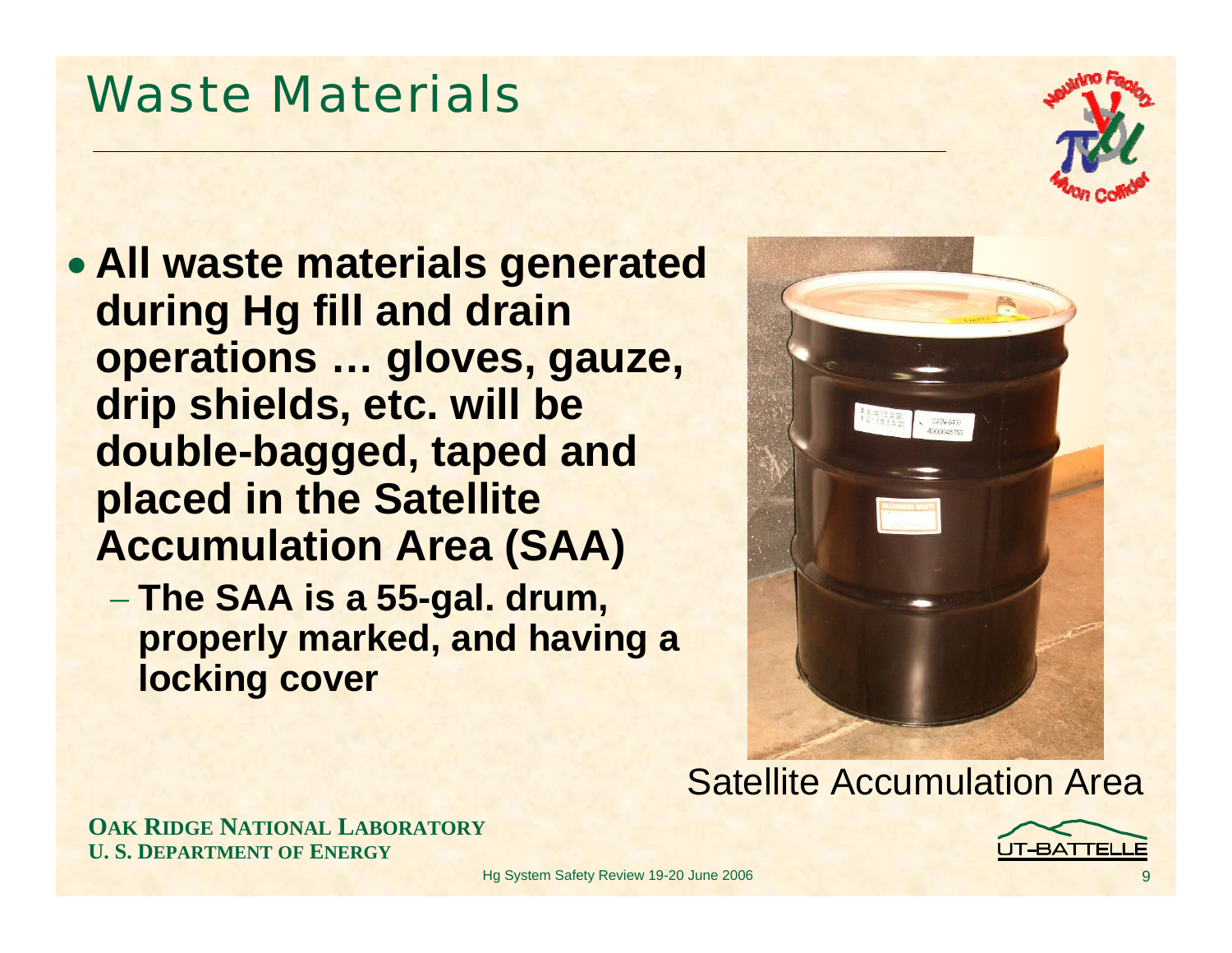# Waste Materials

- **All waste materials generated during Hg fill and drain operations … gloves, gauze, drip shields, etc. will be double-bagged, taped and placed in the Satellite Accumulation Area (SAA)**
  - **The SAA is a 55-gal. drum, properly marked, and having a locking cover**

Satellite Accumulation Area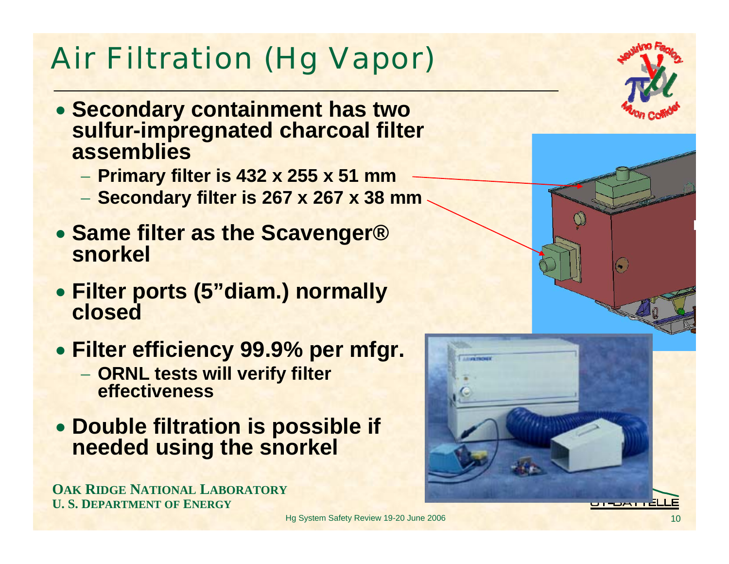# Air Filtration (Hg Vapor)

- **Secondary containment has two sulfur-impregnated charcoal filter assemblies**
  - **Primary filter is 432 x 255 x 51 mm**
  - **Secondary filter is 267 x 267 x 38 mm**
- **Same filter as the Scavenger® snorkel**
- **Filter ports (5”diam.) normally closed**
- **Filter efficiency 99.9% per mfgr.**
  - **ORNL tests will verify filter effectiveness**
- **Double filtration is possible if needed using the snorkel**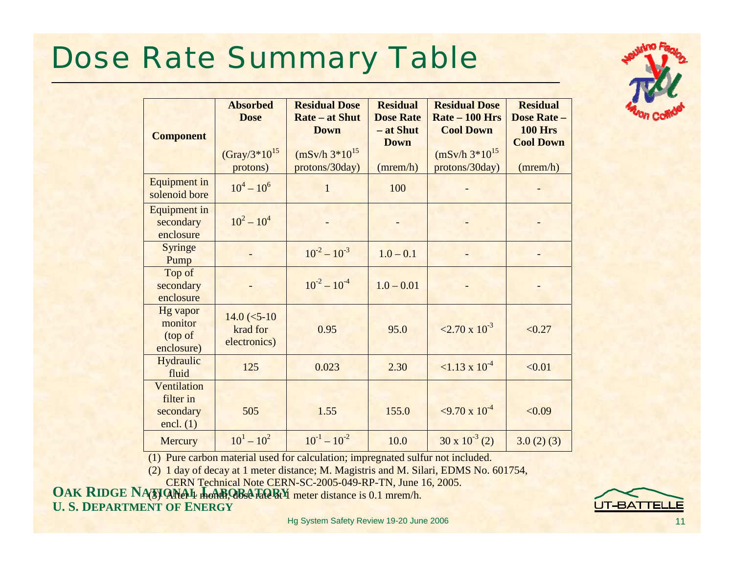# Dose Rate Summary Table

| Component | Absorbed Dose (Gray/3*$10^{15}$ protons) | Residual Dose Rate – at Shut Down (mSv/h 3*$10^{15}$ protons/30day) | Residual Dose Rate – at Shut Down (mrem/h) | Residual Dose Rate – 100 Hrs Cool Down (mSv/h 3*$10^{15}$ protons/30day) | Residual Dose Rate – 100 Hrs Cool Down (mrem/h) |
|---|---|---|---|---|---|
| Equipment in solenoid bore | $10^4 – 10^6$ | 1 | 100 | - | - |
| Equipment in secondary enclosure | $10^2 – 10^4$ | - | - | - | - |
| Syringe Pump | - | $10^{-2} – 10^{-3}$ | 1.0 – 0.1 | - | - |
| Top of secondary enclosure | - | $10^{-2} – 10^{-4}$ | 1.0 – 0.01 | - | - |
| Hg vapor monitor (top of enclosure) | 14.0 (<5-10 krad for electronics) | 0.95 | 95.0 | <2.70 x $10^{-3}$ | <0.27 |
| Hydraulic fluid | 125 | 0.023 | 2.30 | <1.13 x $10^{-4}$ | <0.01 |
| Ventilation filter in secondary encl. (1) | 505 | 1.55 | 155.0 | <9.70 x $10^{-4}$ | <0.09 |
| Mercury | $10^1 – 10^2$ | $10^{-1} – 10^{-2}$ | 10.0 | 30 x $10^{-3}$ (2) | 3.0 (2) (3) |

(1) Pure carbon material used for calculation; impregnated sulfur not included.

(2) 1 day of decay at 1 meter distance; M. Magistris and M. Silari, EDMS No. 601754, CERN Technical Note CERN-SC-2005-049-RP-TN, June 16, 2005.

(3) After 1 month, dose rate at 1 meter distance is 0.1 mrem/h.

**OAK RIDGE NATIONAL LABORATORY**
**U. S. DEPARTMENT OF ENERGY**

Hg System Safety Review 19-20 June 2006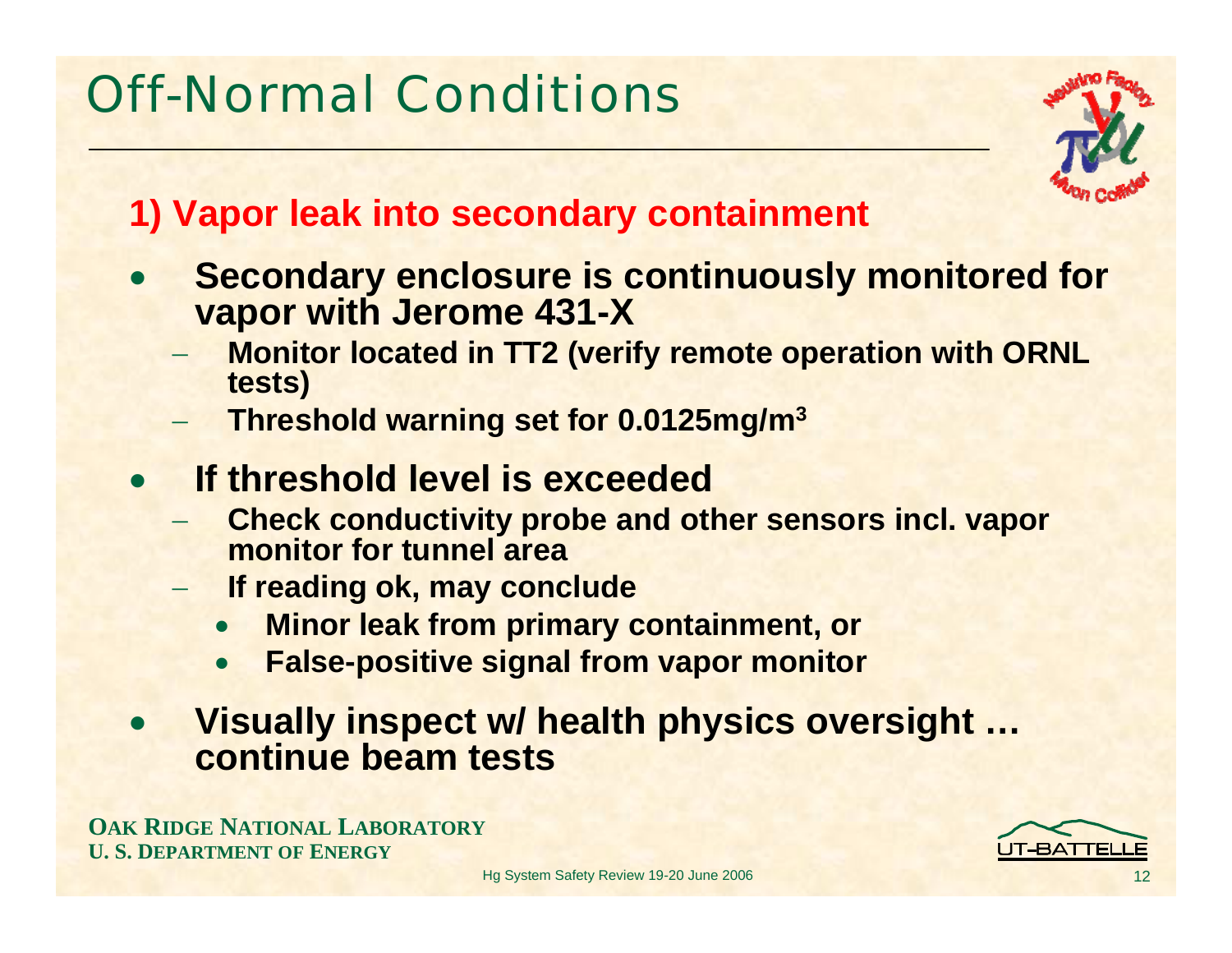# Off-Normal Conditions

## 1) Vapor leak into secondary containment

- **Secondary enclosure is continuously monitored for vapor with Jerome 431-X**
  - **Monitor located in TT2 (verify remote operation with ORNL tests)**
  - **Threshold warning set for 0.0125mg/m$^3$**
- **If threshold level is exceeded**
  - **Check conductivity probe and other sensors incl. vapor monitor for tunnel area**
  - **If reading ok, may conclude**
    - **Minor leak from primary containment, or**
    - **False-positive signal from vapor monitor**
- **Visually inspect w/ health physics oversight … continue beam tests**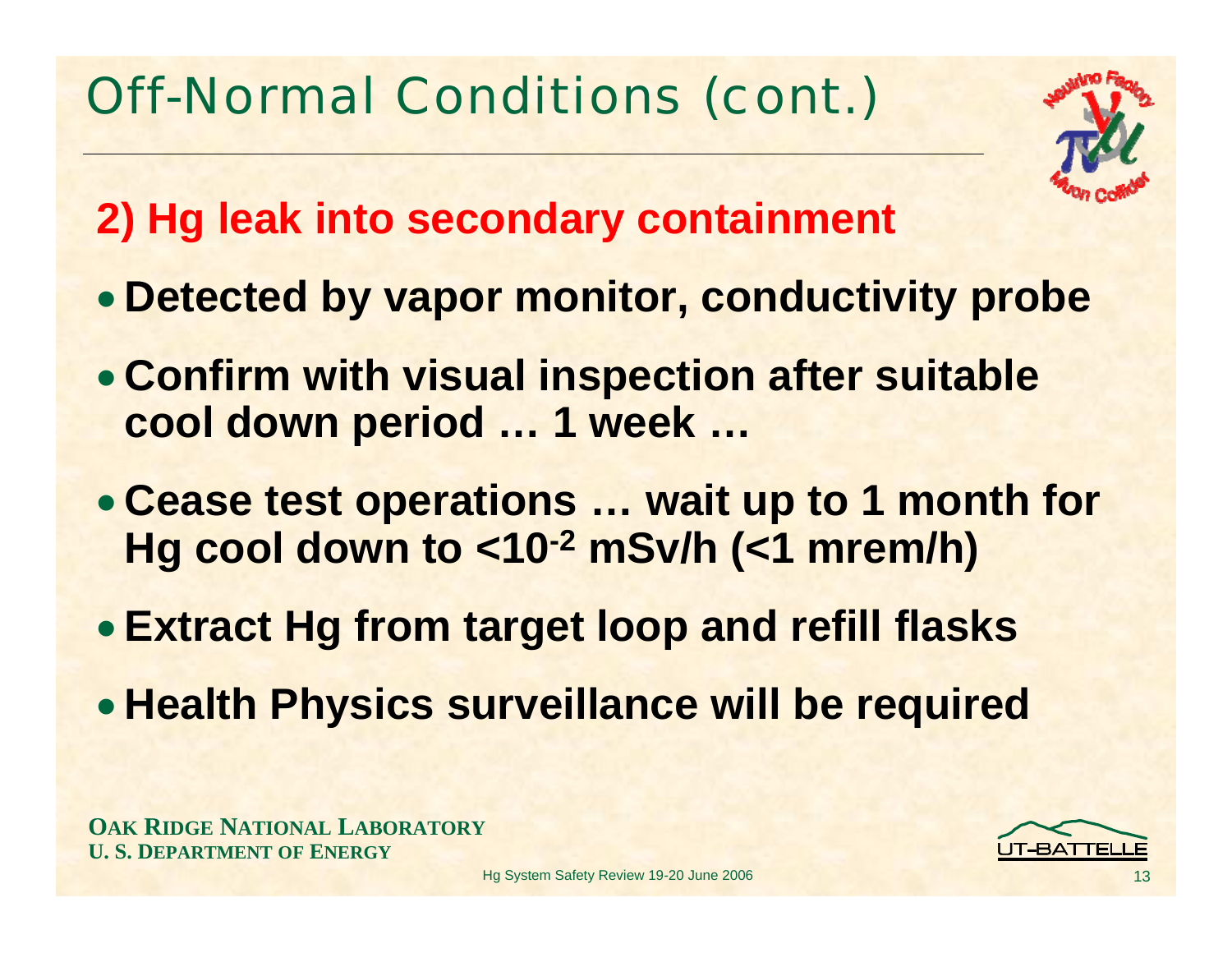# Off-Normal Conditions (cont.)

## 2) Hg leak into secondary containment

- **Detected by vapor monitor, conductivity probe**
- **Confirm with visual inspection after suitable cool down period … 1 week …**
- **Cease test operations … wait up to 1 month for Hg cool down to <$10^{-2}$ mSv/h (<1 mrem/h)**
- **Extract Hg from target loop and refill flasks**
- **Health Physics surveillance will be required**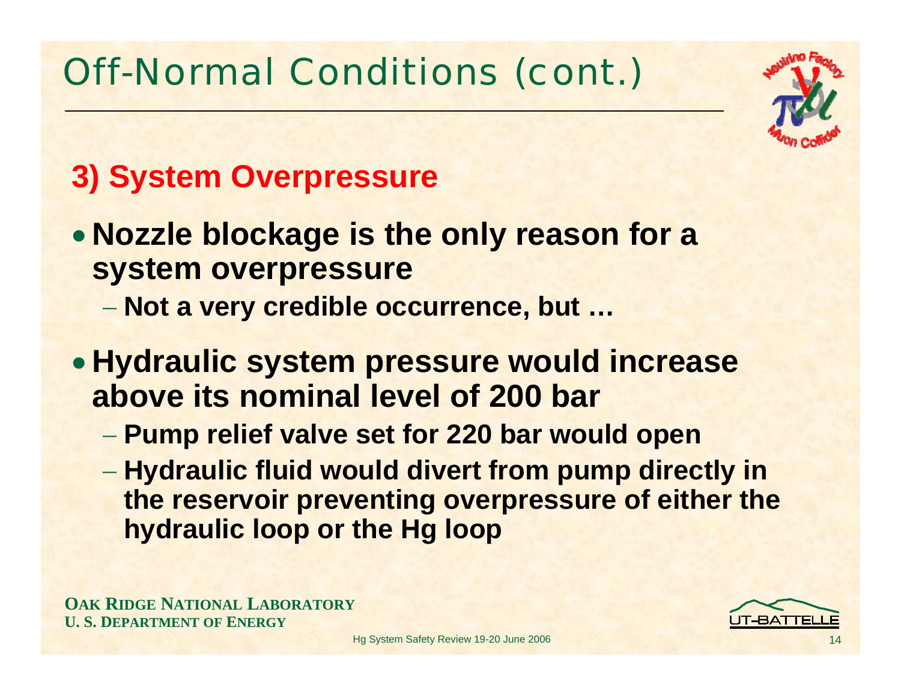# Off-Normal Conditions (cont.)

## 3) System Overpressure

- **Nozzle blockage is the only reason for a system overpressure**
  - **Not a very credible occurrence, but …**
- **Hydraulic system pressure would increase above its nominal level of 200 bar**
  - **Pump relief valve set for 220 bar would open**
  - **Hydraulic fluid would divert from pump directly in the reservoir preventing overpressure of either the hydraulic loop or the Hg loop**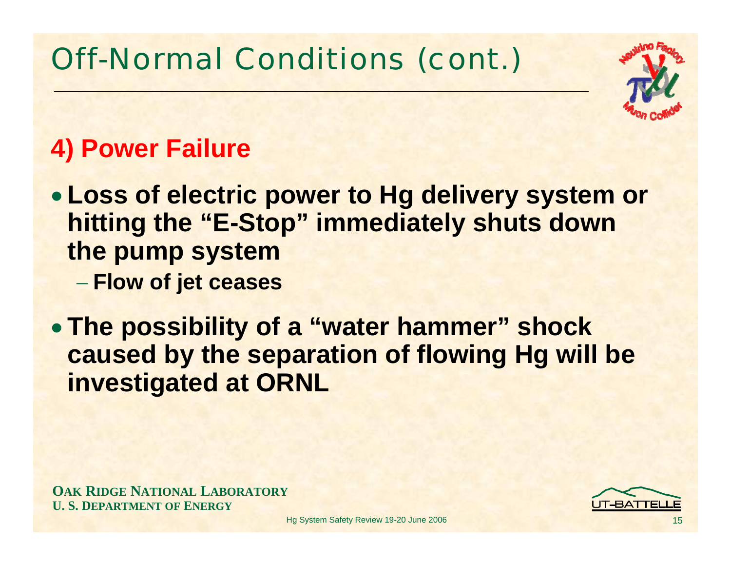# Off-Normal Conditions (cont.)

## 4) Power Failure

- **Loss of electric power to Hg delivery system or hitting the "E-Stop" immediately shuts down the pump system**
  - **Flow of jet ceases**
- **The possibility of a "water hammer" shock caused by the separation of flowing Hg will be investigated at ORNL**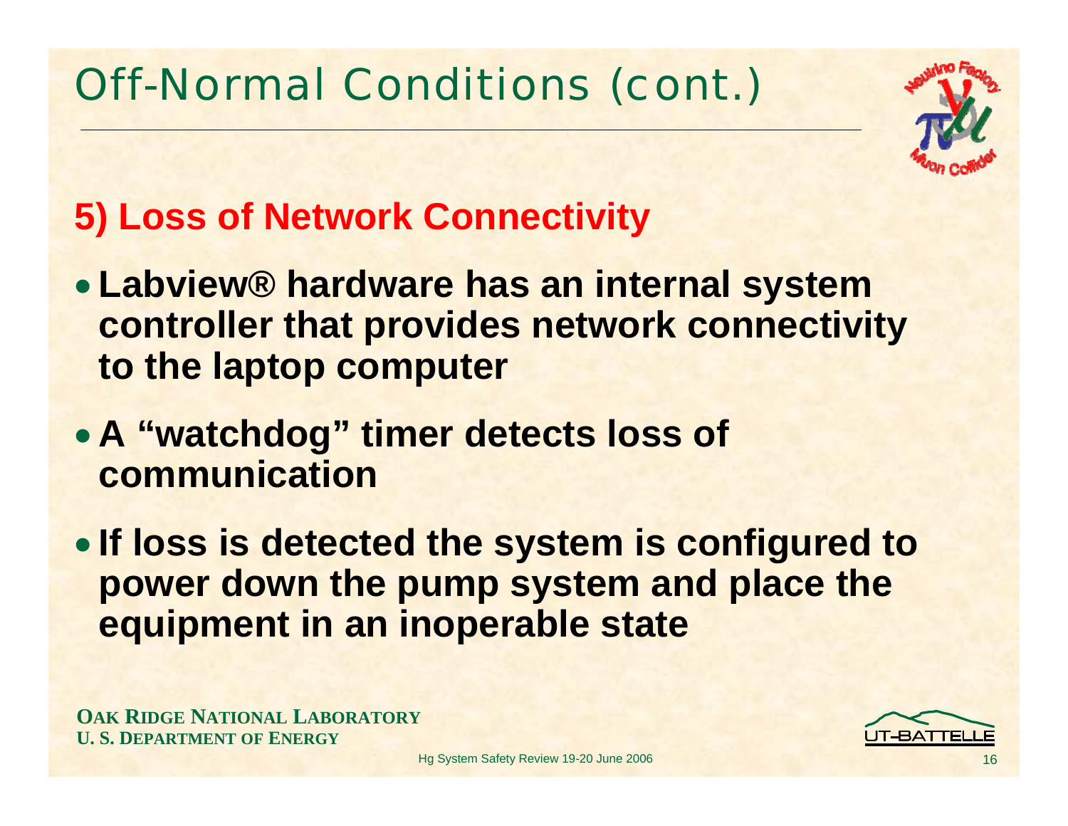# Off-Normal Conditions (cont.)

## 5) Loss of Network Connectivity

- **Labview® hardware has an internal system controller that provides network connectivity to the laptop computer**
- **A "watchdog" timer detects loss of communication**
- **If loss is detected the system is configured to power down the pump system and place the equipment in an inoperable state**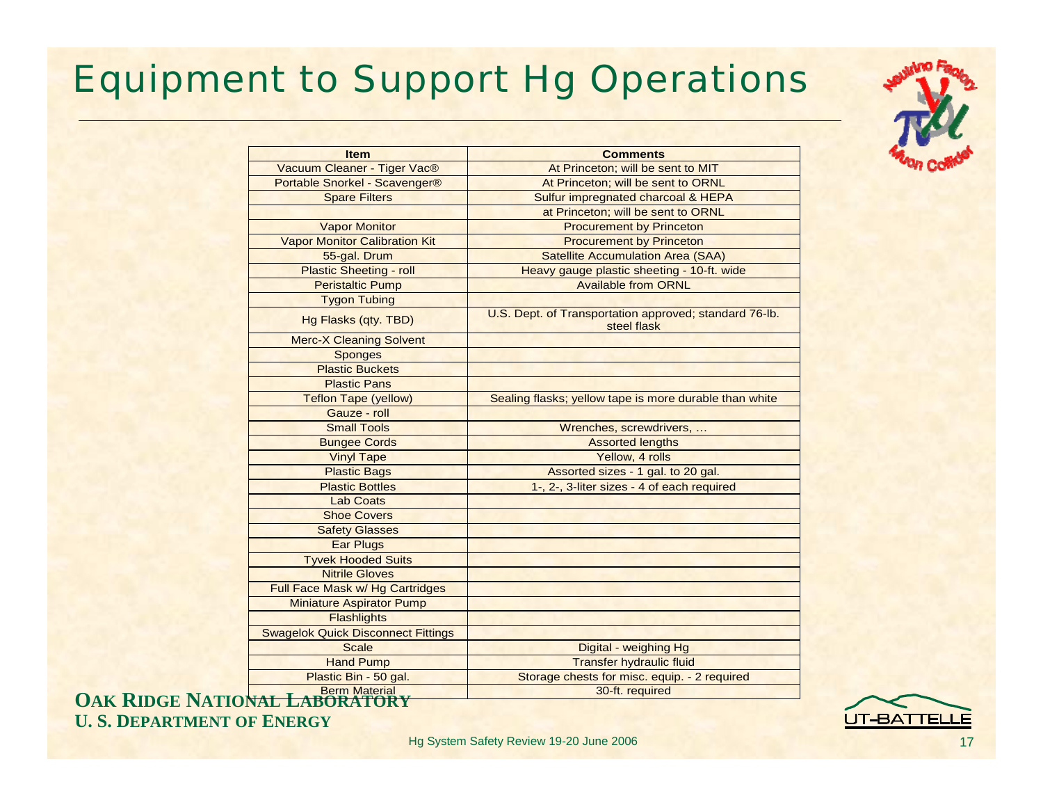# Equipment to Support Hg Operations

| Item | Comments |
|---|---|
| Vacuum Cleaner - Tiger Vac® | At Princeton; will be sent to MIT |
| Portable Snorkel - Scavenger® | At Princeton; will be sent to ORNL |
| Spare Filters | Sulfur impregnated charcoal & HEPA |
| | at Princeton; will be sent to ORNL |
| Vapor Monitor | Procurement by Princeton |
| Vapor Monitor Calibration Kit | Procurement by Princeton |
| 55-gal. Drum | Satellite Accumulation Area (SAA) |
| Plastic Sheeting - roll | Heavy gauge plastic sheeting - 10-ft. wide |
| Peristaltic Pump | Available from ORNL |
| Tygon Tubing | |
| Hg Flasks (qty. TBD) | U.S. Dept. of Transportation approved; standard 76-lb. steel flask |
| Merc-X Cleaning Solvent | |
| Sponges | |
| Plastic Buckets | |
| Plastic Pans | |
| Teflon Tape (yellow) | Sealing flasks; yellow tape is more durable than white |
| Gauze - roll | |
| Small Tools | Wrenches, screwdrivers, ... |
| Bungee Cords | Assorted lengths |
| Vinyl Tape | Yellow, 4 rolls |
| Plastic Bags | Assorted sizes - 1 gal. to 20 gal. |
| Plastic Bottles | 1-, 2-, 3-liter sizes - 4 of each required |
| Lab Coats | |
| Shoe Covers | |
| Safety Glasses | |
| Ear Plugs | |
| Tyvek Hooded Suits | |
| Nitrile Gloves | |
| Full Face Mask w/ Hg Cartridges | |
| Miniature Aspirator Pump | |
| Flashlights | |
| Swagelok Quick Disconnect Fittings | |
| Scale | Digital - weighing Hg |
| Hand Pump | Transfer hydraulic fluid |
| Plastic Bin - 50 gal. | Storage chests for misc. equip. - 2 required |
| Berm Material | 30-ft. required |

**OAK RIDGE NATIONAL LABORATORY**
**U. S. DEPARTMENT OF ENERGY**

Hg System Safety Review 19-20 June 2006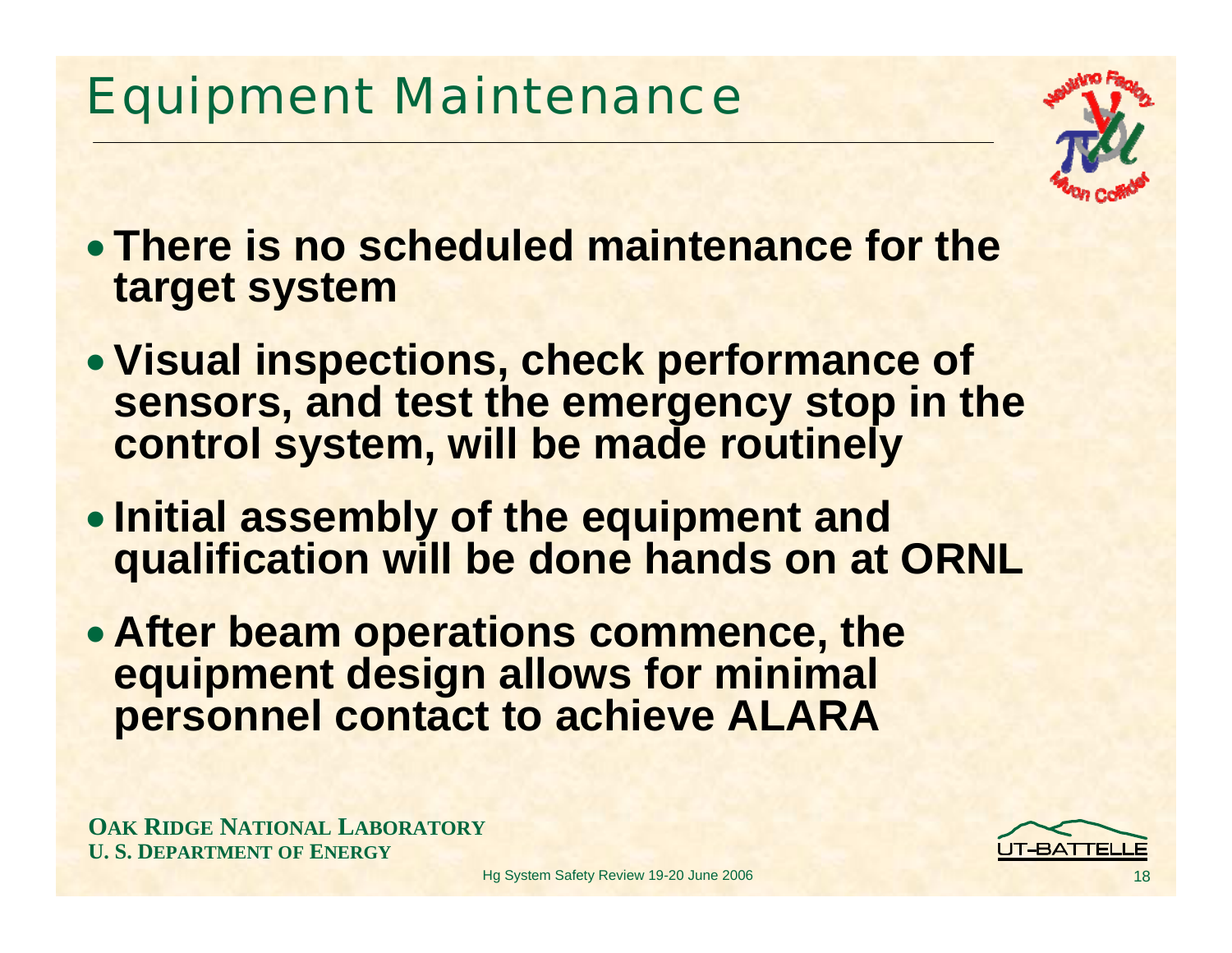# Equipment Maintenance

- **There is no scheduled maintenance for the target system**
- **Visual inspections, check performance of sensors, and test the emergency stop in the control system, will be made routinely**
- **Initial assembly of the equipment and qualification will be done hands on at ORNL**
- **After beam operations commence, the equipment design allows for minimal personnel contact to achieve ALARA**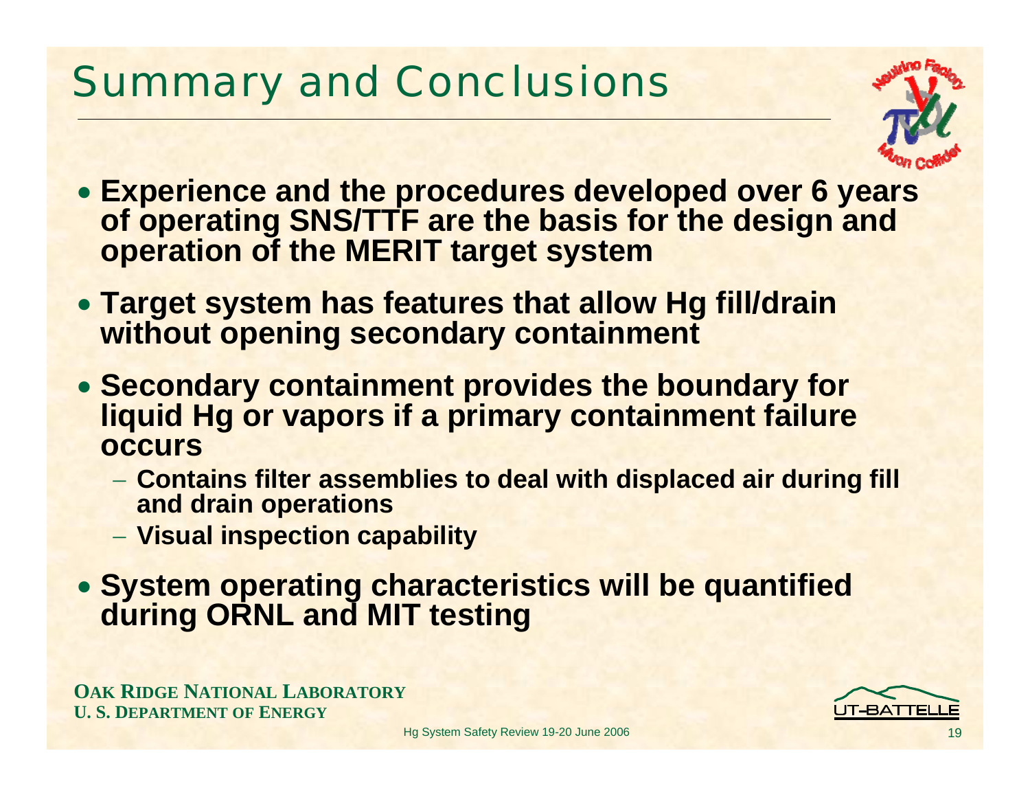# Summary and Conclusions

- **Experience and the procedures developed over 6 years of operating SNS/TTF are the basis for the design and operation of the MERIT target system**
- **Target system has features that allow Hg fill/drain without opening secondary containment**
- **Secondary containment provides the boundary for liquid Hg or vapors if a primary containment failure occurs**
  - **Contains filter assemblies to deal with displaced air during fill and drain operations**
  - **Visual inspection capability**
- **System operating characteristics will be quantified during ORNL and MIT testing**